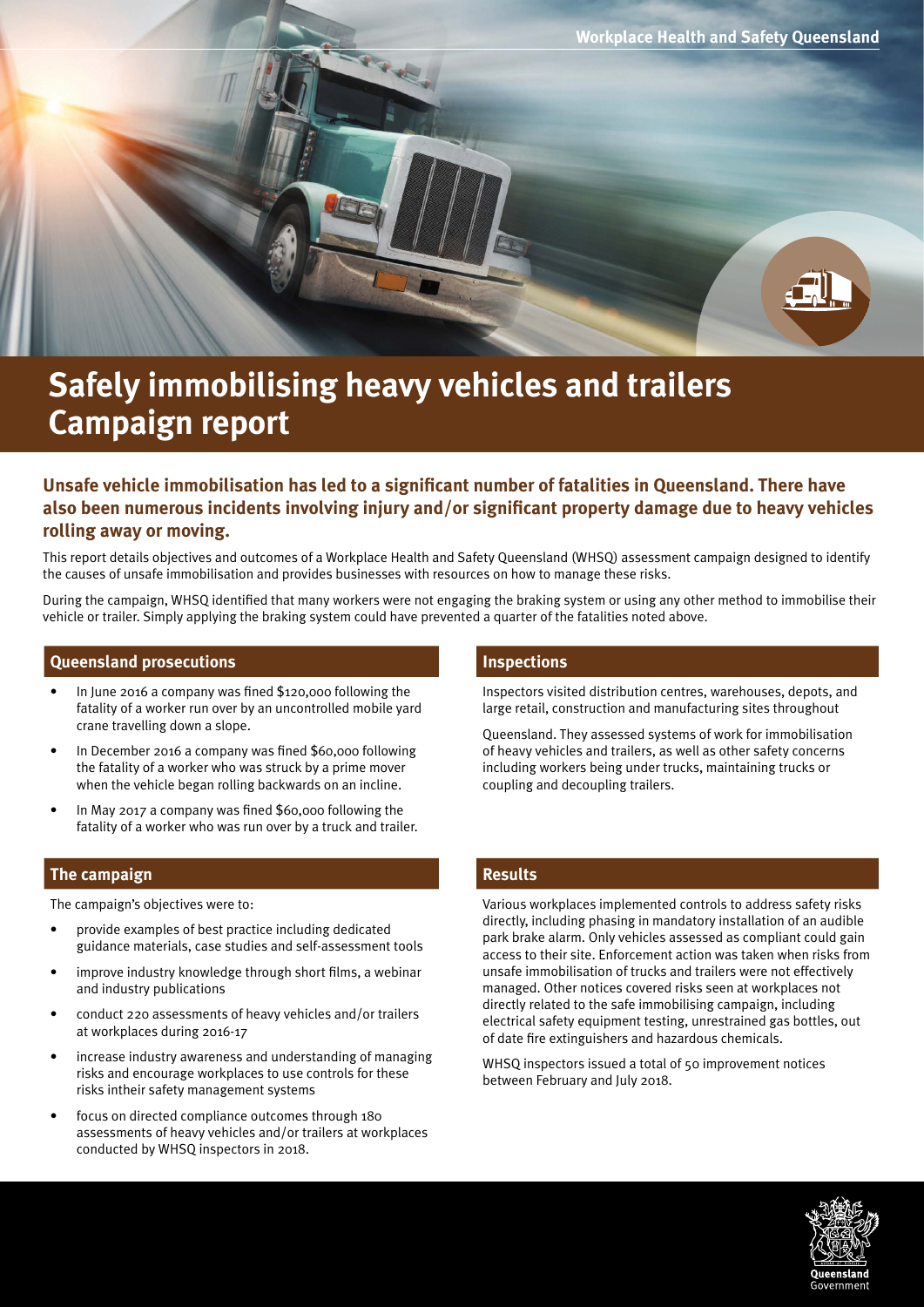Workplace Health and Safety Queensland

# Safely immobilising heavy vehicles and trailers Campaign report

### Unsafe vehicle immobilisation has led to a significant number of fatalities in Queensland. There have also been numerous incidents involving injury and/or significant property damage due to heavy vehicles rolling away or moving.

This report details objectives and outcomes of a Workplace Health and Safety Queensland (WHSQ) assessment campaign designed to identify the causes of unsafe immobilisation and provides businesses with resources on how to manage these risks.

During the campaign, WHSQ identified that many workers were not engaging the braking system or using any other method to immobilise their vehicle or trailer. Simply applying the braking system could have prevented a quarter of the fatalities noted above.

## Queensland prosecutions

- In June 2016 a company was fined $120,000 following the fatality of a worker run over by an uncontrolled mobile yard crane travelling down a slope.
- In December 2016 a company was fined $60,000 following the fatality of a worker who was struck by a prime mover when the vehicle began rolling backwards on an incline.
- In May 2017 a company was fined $60,000 following the fatality of a worker who was run over by a truck and trailer.

## The campaign

The campaign's objectives were to:

- provide examples of best practice including dedicated guidance materials, case studies and self-assessment tools
- improve industry knowledge through short films, a webinar and industry publications
- conduct 220 assessments of heavy vehicles and/or trailers at workplaces during 2016-17
- increase industry awareness and understanding of managing risks and encourage workplaces to use controls for these risks intheir safety management systems
- focus on directed compliance outcomes through 180 assessments of heavy vehicles and/or trailers at workplaces conducted by WHSQ inspectors in 2018.

## Inspections

Inspectors visited distribution centres, warehouses, depots, and large retail, construction and manufacturing sites throughout

Queensland. They assessed systems of work for immobilisation of heavy vehicles and trailers, as well as other safety concerns including workers being under trucks, maintaining trucks or coupling and decoupling trailers.

## Results

Various workplaces implemented controls to address safety risks directly, including phasing in mandatory installation of an audible park brake alarm. Only vehicles assessed as compliant could gain access to their site. Enforcement action was taken when risks from unsafe immobilisation of trucks and trailers were not effectively managed. Other notices covered risks seen at workplaces not directly related to the safe immobilising campaign, including electrical safety equipment testing, unrestrained gas bottles, out of date fire extinguishers and hazardous chemicals.

WHSQ inspectors issued a total of 50 improvement notices between February and July 2018.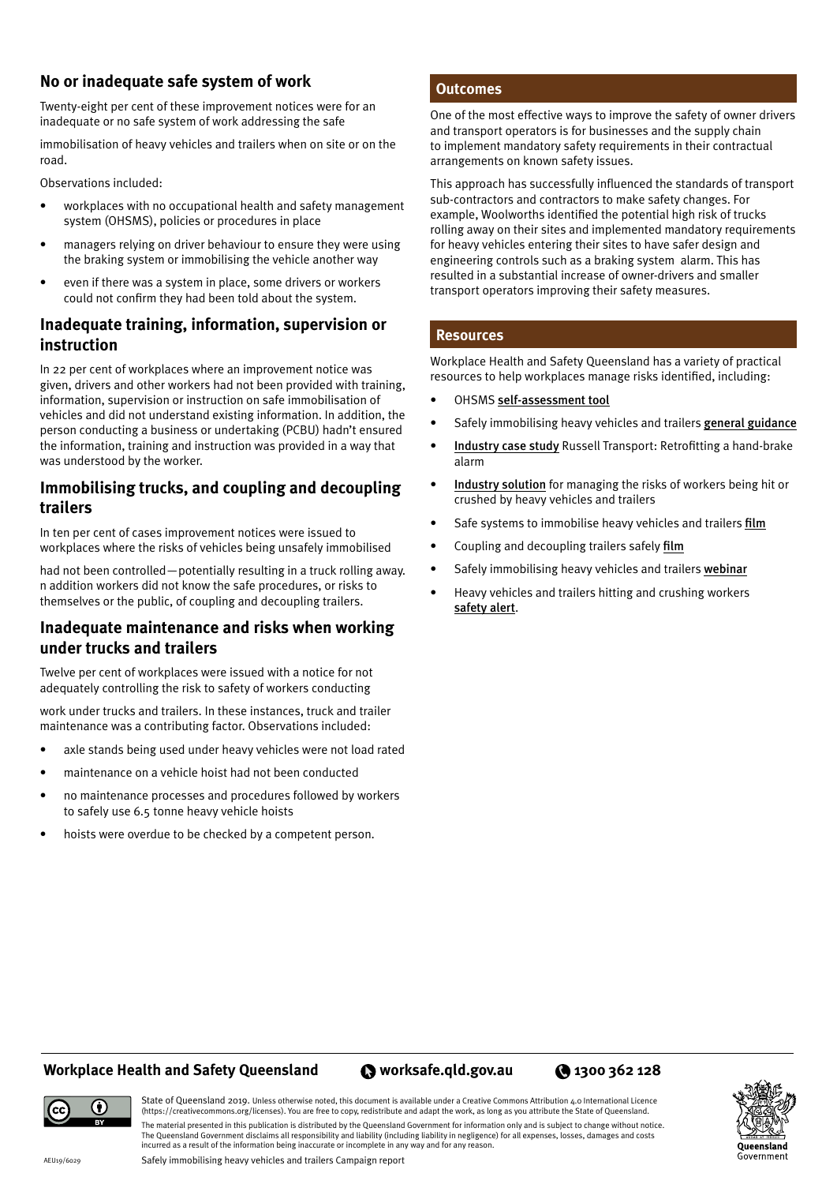## No or inadequate safe system of work

Twenty-eight per cent of these improvement notices were for an inadequate or no safe system of work addressing the safe immobilisation of heavy vehicles and trailers when on site or on the road.

Observations included:

- workplaces with no occupational health and safety management system (OHSMS), policies or procedures in place
- managers relying on driver behaviour to ensure they were using the braking system or immobilising the vehicle another way
- even if there was a system in place, some drivers or workers could not confirm they had been told about the system.

## Inadequate training, information, supervision or instruction

In 22 per cent of workplaces where an improvement notice was given, drivers and other workers had not been provided with training, information, supervision or instruction on safe immobilisation of vehicles and did not understand existing information. In addition, the person conducting a business or undertaking (PCBU) hadn't ensured the information, training and instruction was provided in a way that was understood by the worker.

## Immobilising trucks, and coupling and decoupling trailers

In ten per cent of cases improvement notices were issued to workplaces where the risks of vehicles being unsafely immobilised had not been controlled—potentially resulting in a truck rolling away. n addition workers did not know the safe procedures, or risks to themselves or the public, of coupling and decoupling trailers.

## Inadequate maintenance and risks when working under trucks and trailers

Twelve per cent of workplaces were issued with a notice for not adequately controlling the risk to safety of workers conducting work under trucks and trailers. In these instances, truck and trailer maintenance was a contributing factor. Observations included:

- axle stands being used under heavy vehicles were not load rated
- maintenance on a vehicle hoist had not been conducted
- no maintenance processes and procedures followed by workers to safely use 6.5 tonne heavy vehicle hoists
- hoists were overdue to be checked by a competent person.

## Outcomes

One of the most effective ways to improve the safety of owner drivers and transport operators is for businesses and the supply chain to implement mandatory safety requirements in their contractual arrangements on known safety issues.

This approach has successfully influenced the standards of transport sub-contractors and contractors to make safety changes. For example, Woolworths identified the potential high risk of trucks rolling away on their sites and implemented mandatory requirements for heavy vehicles entering their sites to have safer design and engineering controls such as a braking system alarm. This has resulted in a substantial increase of owner-drivers and smaller transport operators improving their safety measures.

## Resources

Workplace Health and Safety Queensland has a variety of practical resources to help workplaces manage risks identified, including:

- OHSMS self-assessment tool
- Safely immobilising heavy vehicles and trailers general guidance
- Industry case study Russell Transport: Retrofitting a hand-brake alarm
- Industry solution for managing the risks of workers being hit or crushed by heavy vehicles and trailers
- Safe systems to immobilise heavy vehicles and trailers film
- Coupling and decoupling trailers safely film
- Safely immobilising heavy vehicles and trailers webinar
- Heavy vehicles and trailers hitting and crushing workers safety alert.

**Workplace Health and Safety Queensland** **worksafe.qld.gov.au** **1300 362 128**

State of Queensland 2019. Unless otherwise noted, this document is available under a Creative Commons Attribution 4.0 International Licence (https://creativecommons.org/licenses). You are free to copy, redistribute and adapt the work, as long as you attribute the State of Queensland.

The material presented in this publication is distributed by the Queensland Government for information only and is subject to change without notice. The Queensland Government disclaims all responsibility and liability (including liability in negligence) for all expenses, losses, damages and costs incurred as a result of the information being inaccurate or incomplete in any way and for any reason.

AEU19/6029 Safely immobilising heavy vehicles and trailers Campaign report